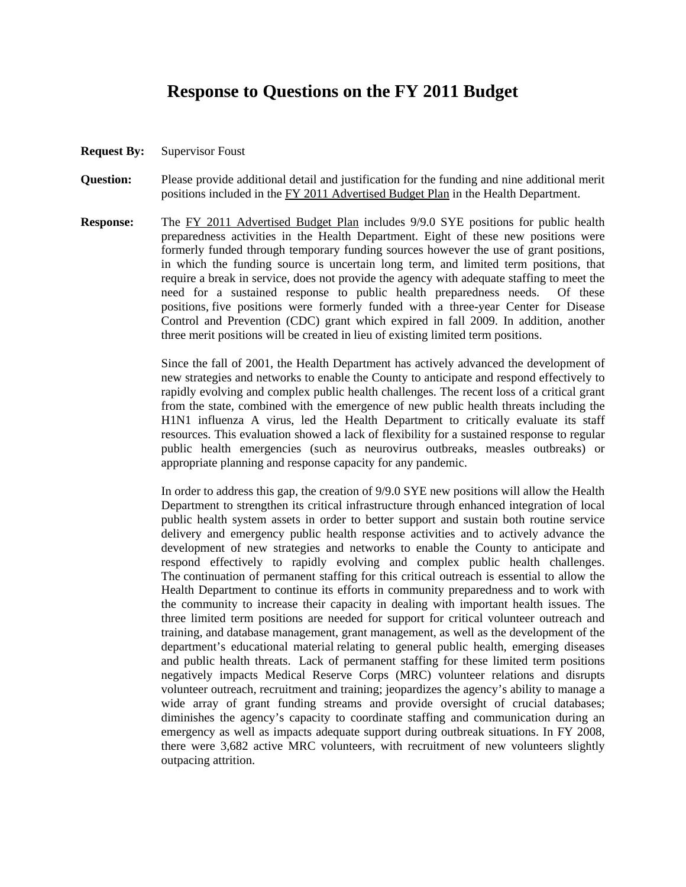# Response to Questions on the FY 2011 Budget

**Request By:** Supervisor Foust

**Question:** Please provide additional detail and justification for the funding and nine additional merit positions included in the FY 2011 Advertised Budget Plan in the Health Department.

**Response:** The FY 2011 Advertised Budget Plan includes 9/9.0 SYE positions for public health preparedness activities in the Health Department. Eight of these new positions were formerly funded through temporary funding sources however the use of grant positions, in which the funding source is uncertain long term, and limited term positions, that require a break in service, does not provide the agency with adequate staffing to meet the need for a sustained response to public health preparedness needs. Of these positions, five positions were formerly funded with a three-year Center for Disease Control and Prevention (CDC) grant which expired in fall 2009. In addition, another three merit positions will be created in lieu of existing limited term positions.

Since the fall of 2001, the Health Department has actively advanced the development of new strategies and networks to enable the County to anticipate and respond effectively to rapidly evolving and complex public health challenges. The recent loss of a critical grant from the state, combined with the emergence of new public health threats including the H1N1 influenza A virus, led the Health Department to critically evaluate its staff resources. This evaluation showed a lack of flexibility for a sustained response to regular public health emergencies (such as neurovirus outbreaks, measles outbreaks) or appropriate planning and response capacity for any pandemic.

In order to address this gap, the creation of 9/9.0 SYE new positions will allow the Health Department to strengthen its critical infrastructure through enhanced integration of local public health system assets in order to better support and sustain both routine service delivery and emergency public health response activities and to actively advance the development of new strategies and networks to enable the County to anticipate and respond effectively to rapidly evolving and complex public health challenges. The continuation of permanent staffing for this critical outreach is essential to allow the Health Department to continue its efforts in community preparedness and to work with the community to increase their capacity in dealing with important health issues. The three limited term positions are needed for support for critical volunteer outreach and training, and database management, grant management, as well as the development of the department's educational material relating to general public health, emerging diseases and public health threats. Lack of permanent staffing for these limited term positions negatively impacts Medical Reserve Corps (MRC) volunteer relations and disrupts volunteer outreach, recruitment and training; jeopardizes the agency's ability to manage a wide array of grant funding streams and provide oversight of crucial databases; diminishes the agency's capacity to coordinate staffing and communication during an emergency as well as impacts adequate support during outbreak situations. In FY 2008, there were 3,682 active MRC volunteers, with recruitment of new volunteers slightly outpacing attrition.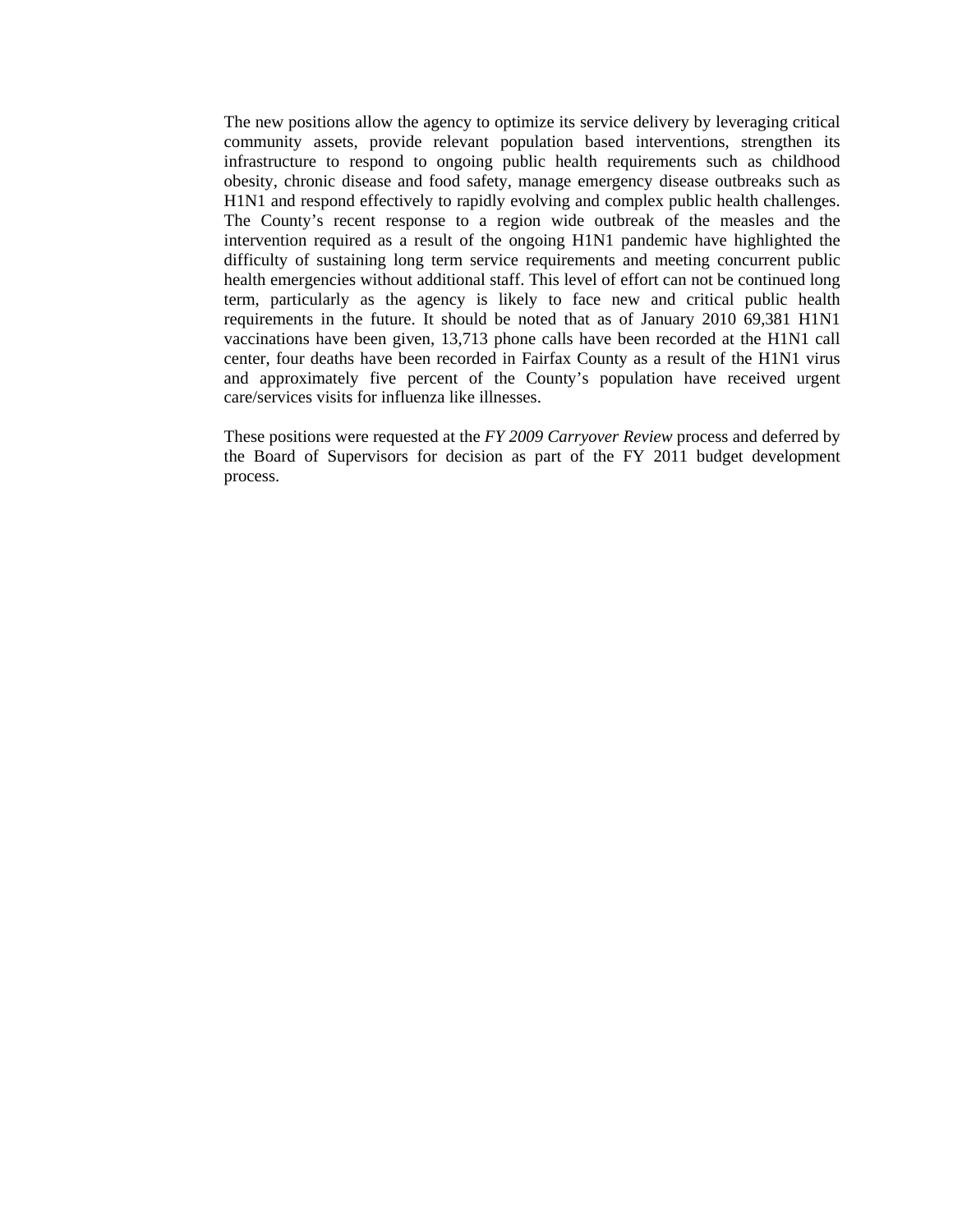The new positions allow the agency to optimize its service delivery by leveraging critical community assets, provide relevant population based interventions, strengthen its infrastructure to respond to ongoing public health requirements such as childhood obesity, chronic disease and food safety, manage emergency disease outbreaks such as H1N1 and respond effectively to rapidly evolving and complex public health challenges. The County's recent response to a region wide outbreak of the measles and the intervention required as a result of the ongoing H1N1 pandemic have highlighted the difficulty of sustaining long term service requirements and meeting concurrent public health emergencies without additional staff. This level of effort can not be continued long term, particularly as the agency is likely to face new and critical public health requirements in the future. It should be noted that as of January 2010 69,381 H1N1 vaccinations have been given, 13,713 phone calls have been recorded at the H1N1 call center, four deaths have been recorded in Fairfax County as a result of the H1N1 virus and approximately five percent of the County's population have received urgent care/services visits for influenza like illnesses.

These positions were requested at the *FY 2009 Carryover Review* process and deferred by the Board of Supervisors for decision as part of the FY 2011 budget development process.